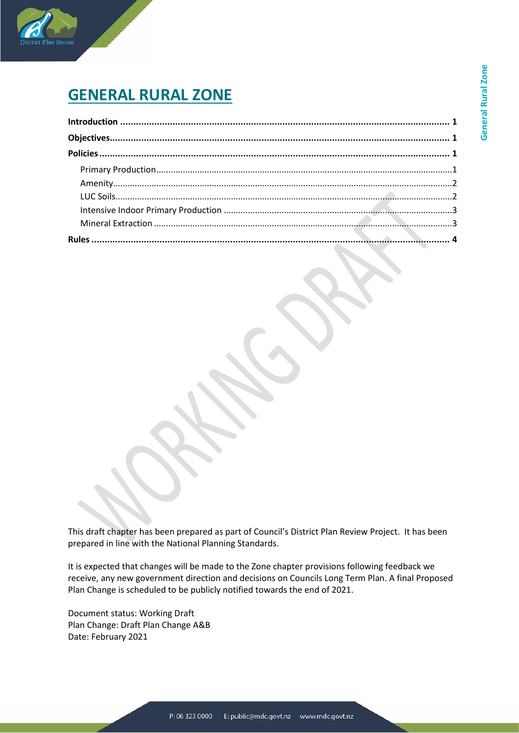# GENERAL RURAL ZONE

**Introduction** ........................................................................................................................ **1**

**Objectives**.............................................................................................................................. **1**

**Policies** .................................................................................................................................. **1**

- Primary Production........................................................................................................1
- Amenity..........................................................................................................................2
- LUC Soils.........................................................................................................................2
- Intensive Indoor Primary Production .............................................................................3
- Mineral Extraction .........................................................................................................3

**Rules** ...................................................................................................................................... **4**

This draft chapter has been prepared as part of Council's District Plan Review Project. It has been prepared in line with the National Planning Standards.

It is expected that changes will be made to the Zone chapter provisions following feedback we receive, any new government direction and decisions on Councils Long Term Plan. A final Proposed Plan Change is scheduled to be publicly notified towards the end of 2021.

Document status: Working Draft
Plan Change: Draft Plan Change A&B
Date: February 2021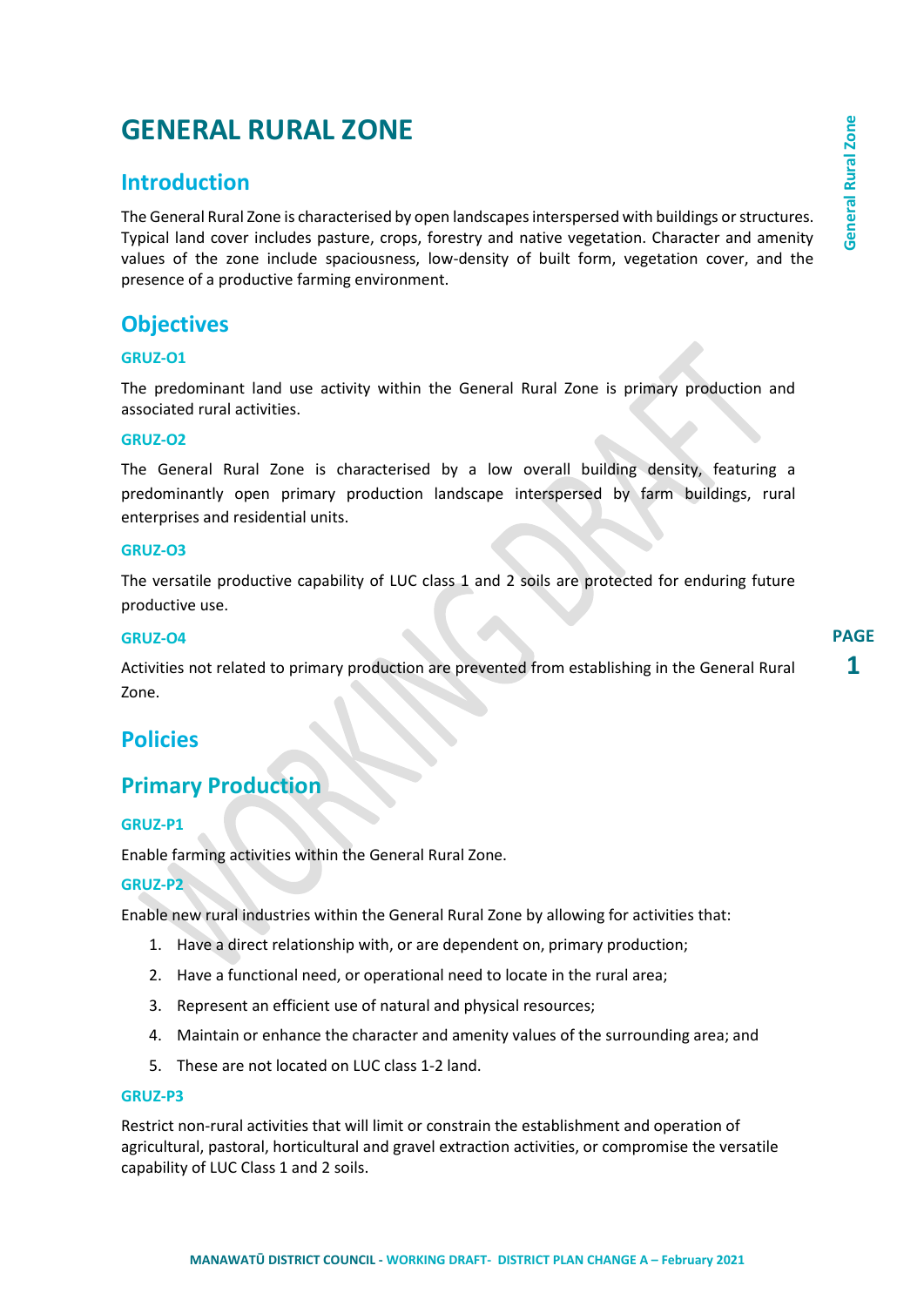# GENERAL RURAL ZONE

## Introduction

The General Rural Zone is characterised by open landscapes interspersed with buildings or structures. Typical land cover includes pasture, crops, forestry and native vegetation. Character and amenity values of the zone include spaciousness, low-density of built form, vegetation cover, and the presence of a productive farming environment.

## Objectives

### GRUZ-O1

The predominant land use activity within the General Rural Zone is primary production and associated rural activities.

### GRUZ-O2

The General Rural Zone is characterised by a low overall building density, featuring a predominantly open primary production landscape interspersed by farm buildings, rural enterprises and residential units.

### GRUZ-O3

The versatile productive capability of LUC class 1 and 2 soils are protected for enduring future productive use.

### GRUZ-O4

Activities not related to primary production are prevented from establishing in the General Rural Zone.

## Policies

## Primary Production

### GRUZ-P1

Enable farming activities within the General Rural Zone.

### GRUZ-P2

Enable new rural industries within the General Rural Zone by allowing for activities that:

1. Have a direct relationship with, or are dependent on, primary production;
2. Have a functional need, or operational need to locate in the rural area;
3. Represent an efficient use of natural and physical resources;
4. Maintain or enhance the character and amenity values of the surrounding area; and
5. These are not located on LUC class 1-2 land.

### GRUZ-P3

Restrict non-rural activities that will limit or constrain the establishment and operation of agricultural, pastoral, horticultural and gravel extraction activities, or compromise the versatile capability of LUC Class 1 and 2 soils.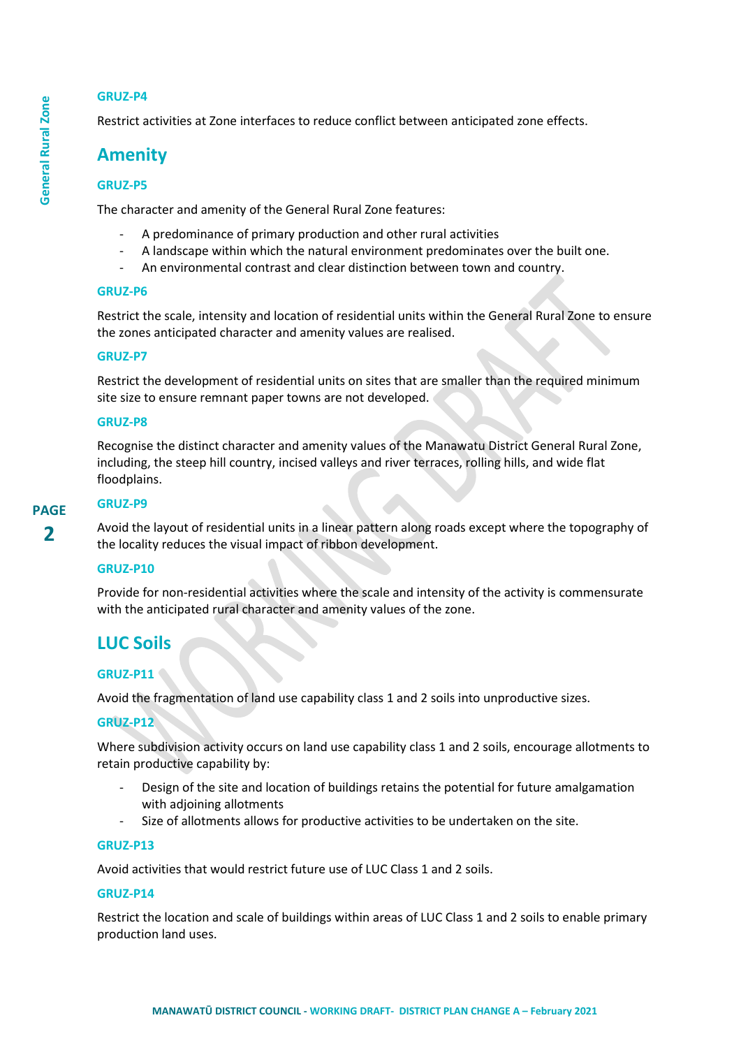#### GRUZ-P4

Restrict activities at Zone interfaces to reduce conflict between anticipated zone effects.

## Amenity

#### GRUZ-P5

The character and amenity of the General Rural Zone features:

- A predominance of primary production and other rural activities
- A landscape within which the natural environment predominates over the built one.
- An environmental contrast and clear distinction between town and country.

#### GRUZ-P6

Restrict the scale, intensity and location of residential units within the General Rural Zone to ensure the zones anticipated character and amenity values are realised.

#### GRUZ-P7

Restrict the development of residential units on sites that are smaller than the required minimum site size to ensure remnant paper towns are not developed.

#### GRUZ-P8

Recognise the distinct character and amenity values of the Manawatu District General Rural Zone, including, the steep hill country, incised valleys and river terraces, rolling hills, and wide flat floodplains.

#### GRUZ-P9

Avoid the layout of residential units in a linear pattern along roads except where the topography of the locality reduces the visual impact of ribbon development.

#### GRUZ-P10

Provide for non-residential activities where the scale and intensity of the activity is commensurate with the anticipated rural character and amenity values of the zone.

## LUC Soils

#### GRUZ-P11

Avoid the fragmentation of land use capability class 1 and 2 soils into unproductive sizes.

#### GRUZ-P12

Where subdivision activity occurs on land use capability class 1 and 2 soils, encourage allotments to retain productive capability by:

- Design of the site and location of buildings retains the potential for future amalgamation with adjoining allotments
- Size of allotments allows for productive activities to be undertaken on the site.

#### GRUZ-P13

Avoid activities that would restrict future use of LUC Class 1 and 2 soils.

#### GRUZ-P14

Restrict the location and scale of buildings within areas of LUC Class 1 and 2 soils to enable primary production land uses.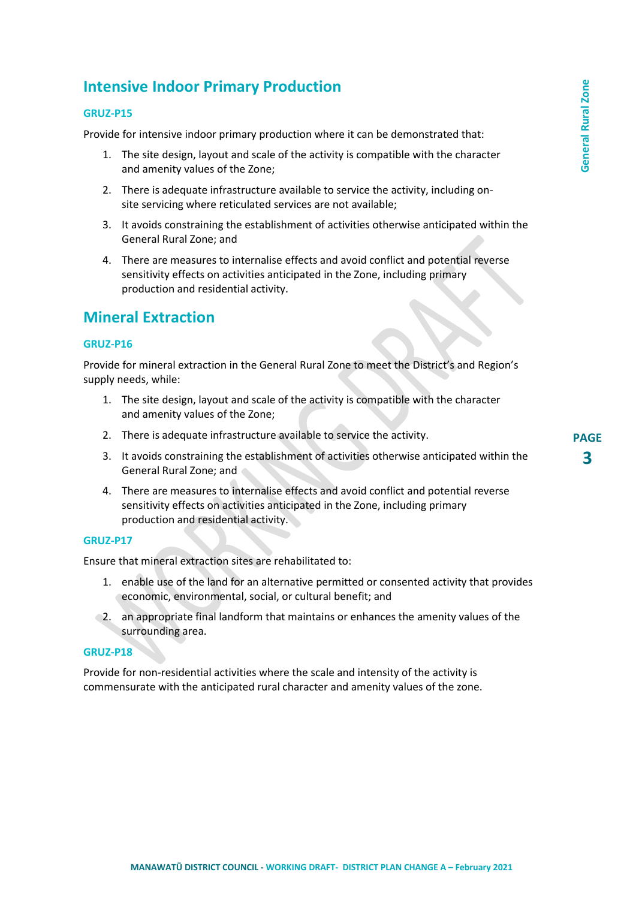## Intensive Indoor Primary Production

### GRUZ-P15

Provide for intensive indoor primary production where it can be demonstrated that:

1. The site design, layout and scale of the activity is compatible with the character and amenity values of the Zone;
2. There is adequate infrastructure available to service the activity, including on-site servicing where reticulated services are not available;
3. It avoids constraining the establishment of activities otherwise anticipated within the General Rural Zone; and
4. There are measures to internalise effects and avoid conflict and potential reverse sensitivity effects on activities anticipated in the Zone, including primary production and residential activity.

## Mineral Extraction

### GRUZ-P16

Provide for mineral extraction in the General Rural Zone to meet the District's and Region's supply needs, while:

1. The site design, layout and scale of the activity is compatible with the character and amenity values of the Zone;
2. There is adequate infrastructure available to service the activity.
3. It avoids constraining the establishment of activities otherwise anticipated within the General Rural Zone; and
4. There are measures to internalise effects and avoid conflict and potential reverse sensitivity effects on activities anticipated in the Zone, including primary production and residential activity.

### GRUZ-P17

Ensure that mineral extraction sites are rehabilitated to:

1. enable use of the land for an alternative permitted or consented activity that provides economic, environmental, social, or cultural benefit; and
2. an appropriate final landform that maintains or enhances the amenity values of the surrounding area.

### GRUZ-P18

Provide for non-residential activities where the scale and intensity of the activity is commensurate with the anticipated rural character and amenity values of the zone.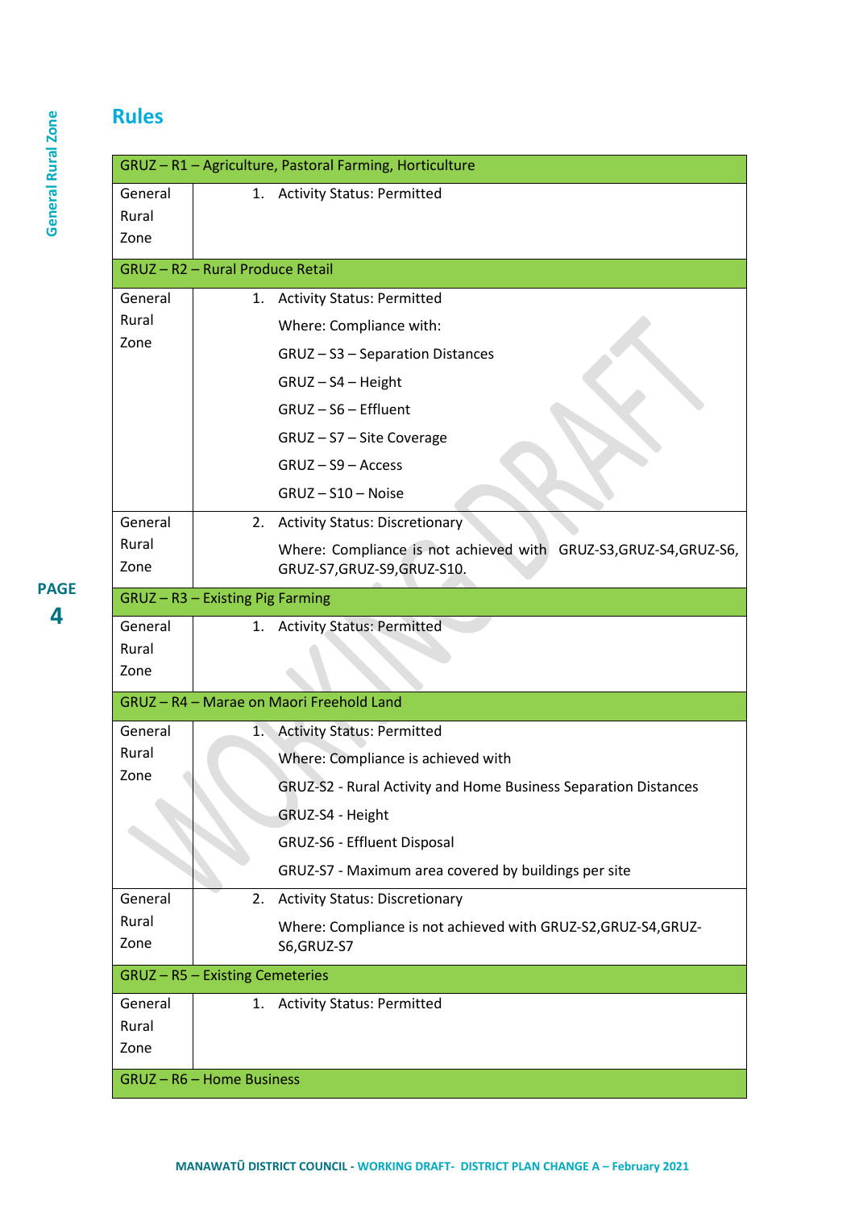## Rules

| GRUZ – R1 – Agriculture, Pastoral Farming, Horticulture | |
|---|---|
| General Rural Zone | 1. Activity Status: Permitted |
| **GRUZ – R2 – Rural Produce Retail** | |
| General Rural Zone | 1. Activity Status: Permitted<br><br>Where: Compliance with:<br><br>GRUZ – S3 – Separation Distances<br><br>GRUZ – S4 – Height<br><br>GRUZ – S6 – Effluent<br><br>GRUZ – S7 – Site Coverage<br><br>GRUZ – S9 – Access<br><br>GRUZ – S10 – Noise |
| General Rural Zone | 2. Activity Status: Discretionary<br><br>Where: Compliance is not achieved with GRUZ-S3,GRUZ-S4,GRUZ-S6, GRUZ-S7,GRUZ-S9,GRUZ-S10. |
| **GRUZ – R3 – Existing Pig Farming** | |
| General Rural Zone | 1. Activity Status: Permitted |
| **GRUZ – R4 – Marae on Maori Freehold Land** | |
| General Rural Zone | 1. Activity Status: Permitted<br><br>Where: Compliance is achieved with<br><br>GRUZ-S2 - Rural Activity and Home Business Separation Distances<br><br>GRUZ-S4 - Height<br><br>GRUZ-S6 - Effluent Disposal<br><br>GRUZ-S7 - Maximum area covered by buildings per site |
| General Rural Zone | 2. Activity Status: Discretionary<br><br>Where: Compliance is not achieved with GRUZ-S2,GRUZ-S4,GRUZ-S6,GRUZ-S7 |
| **GRUZ – R5 – Existing Cemeteries** | |
| General Rural Zone | 1. Activity Status: Permitted |
| **GRUZ – R6 – Home Business** | |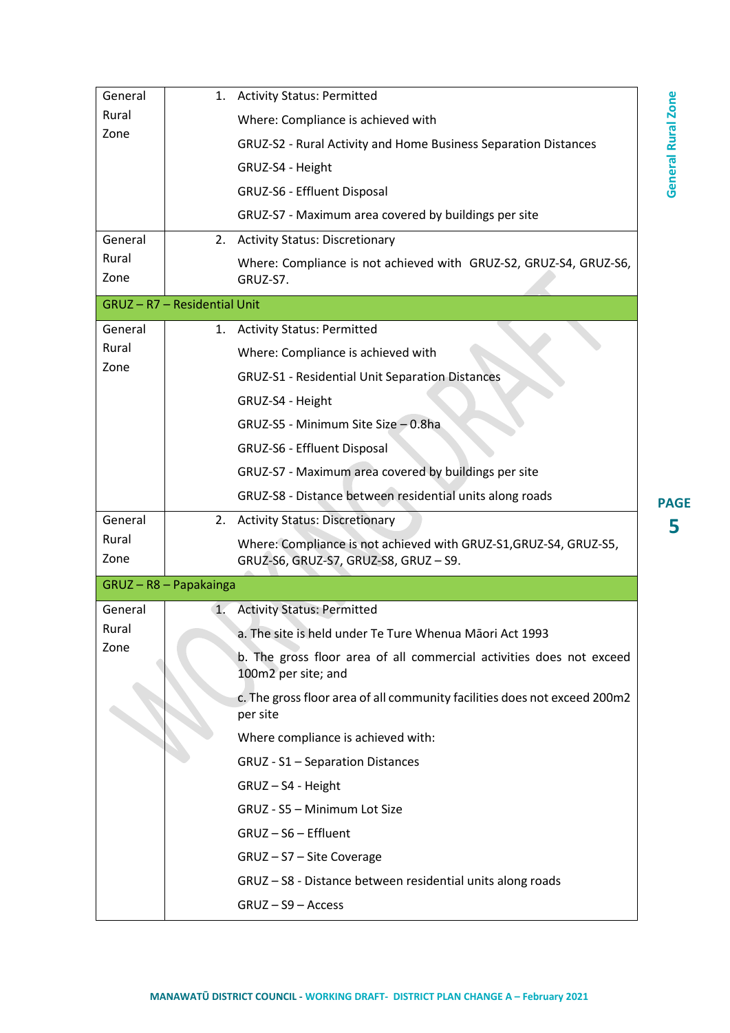| | |
|---|---|
| General Rural Zone | 1. Activity Status: Permitted<br>Where: Compliance is achieved with<br>GRUZ-S2 - Rural Activity and Home Business Separation Distances<br>GRUZ-S4 - Height<br>GRUZ-S6 - Effluent Disposal<br>GRUZ-S7 - Maximum area covered by buildings per site |
| General Rural Zone | 2. Activity Status: Discretionary<br>Where: Compliance is not achieved with GRUZ-S2, GRUZ-S4, GRUZ-S6, GRUZ-S7. |
| **GRUZ – R7 – Residential Unit** | |
| General Rural Zone | 1. Activity Status: Permitted<br>Where: Compliance is achieved with<br>GRUZ-S1 - Residential Unit Separation Distances<br>GRUZ-S4 - Height<br>GRUZ-S5 - Minimum Site Size – 0.8ha<br>GRUZ-S6 - Effluent Disposal<br>GRUZ-S7 - Maximum area covered by buildings per site<br>GRUZ-S8 - Distance between residential units along roads |
| General Rural Zone | 2. Activity Status: Discretionary<br>Where: Compliance is not achieved with GRUZ-S1,GRUZ-S4, GRUZ-S5, GRUZ-S6, GRUZ-S7, GRUZ-S8, GRUZ – S9. |
| **GRUZ – R8 – Papakainga** | |
| General Rural Zone | 1. Activity Status: Permitted<br>a. The site is held under Te Ture Whenua Māori Act 1993<br>b. The gross floor area of all commercial activities does not exceed 100m2 per site; and<br>c. The gross floor area of all community facilities does not exceed 200m2 per site<br>Where compliance is achieved with:<br>GRUZ - S1 – Separation Distances<br>GRUZ – S4 - Height<br>GRUZ - S5 – Minimum Lot Size<br>GRUZ – S6 – Effluent<br>GRUZ – S7 – Site Coverage<br>GRUZ – S8 - Distance between residential units along roads<br>GRUZ – S9 – Access |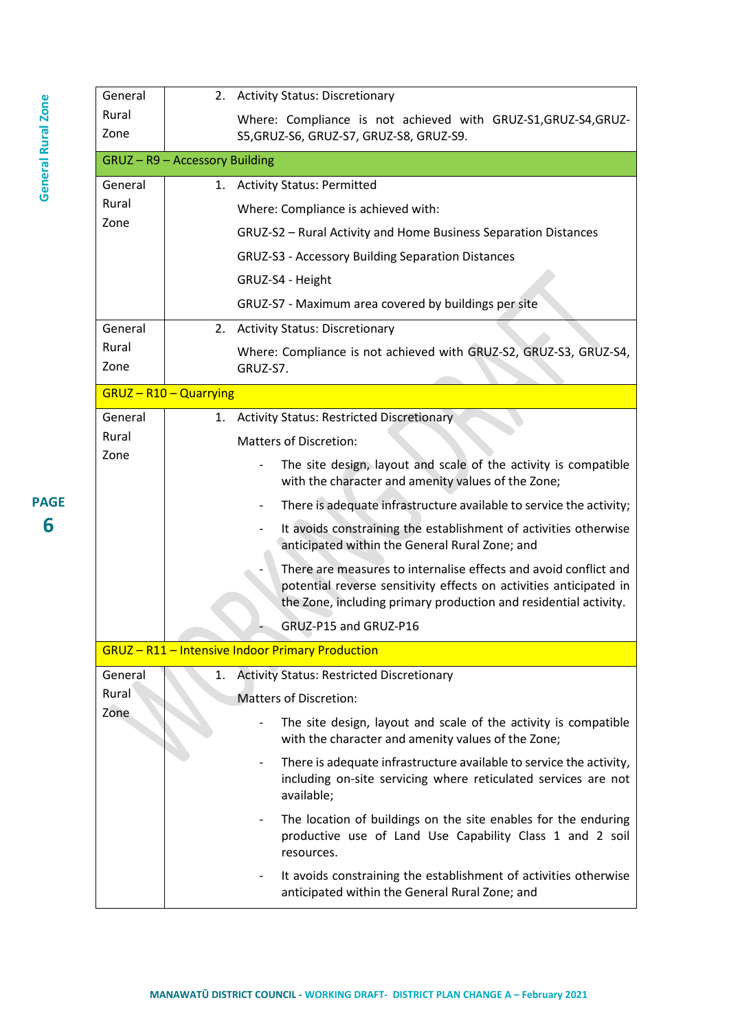| | |
|---|---|
| General Rural Zone | 2. Activity Status: Discretionary<br><br>Where: Compliance is not achieved with GRUZ-S1,GRUZ-S4,GRUZ-S5,GRUZ-S6, GRUZ-S7, GRUZ-S8, GRUZ-S9. |
| **GRUZ – R9 – Accessory Building** | |
| General Rural Zone | 1. Activity Status: Permitted<br><br>Where: Compliance is achieved with:<br><br>GRUZ-S2 – Rural Activity and Home Business Separation Distances<br><br>GRUZ-S3 - Accessory Building Separation Distances<br><br>GRUZ-S4 - Height<br><br>GRUZ-S7 - Maximum area covered by buildings per site |
| General Rural Zone | 2. Activity Status: Discretionary<br><br>Where: Compliance is not achieved with GRUZ-S2, GRUZ-S3, GRUZ-S4, GRUZ-S7. |
| **GRUZ – R10 – Quarrying** | |
| General Rural Zone | 1. Activity Status: Restricted Discretionary<br><br>Matters of Discretion:<br><br>- The site design, layout and scale of the activity is compatible with the character and amenity values of the Zone;<br>- There is adequate infrastructure available to service the activity;<br>- It avoids constraining the establishment of activities otherwise anticipated within the General Rural Zone; and<br>- There are measures to internalise effects and avoid conflict and potential reverse sensitivity effects on activities anticipated in the Zone, including primary production and residential activity.<br>- GRUZ-P15 and GRUZ-P16 |
| **GRUZ – R11 – Intensive Indoor Primary Production** | |
| General Rural Zone | 1. Activity Status: Restricted Discretionary<br><br>Matters of Discretion:<br><br>- The site design, layout and scale of the activity is compatible with the character and amenity values of the Zone;<br>- There is adequate infrastructure available to service the activity, including on-site servicing where reticulated services are not available;<br>- The location of buildings on the site enables for the enduring productive use of Land Use Capability Class 1 and 2 soil resources.<br>- It avoids constraining the establishment of activities otherwise anticipated within the General Rural Zone; and |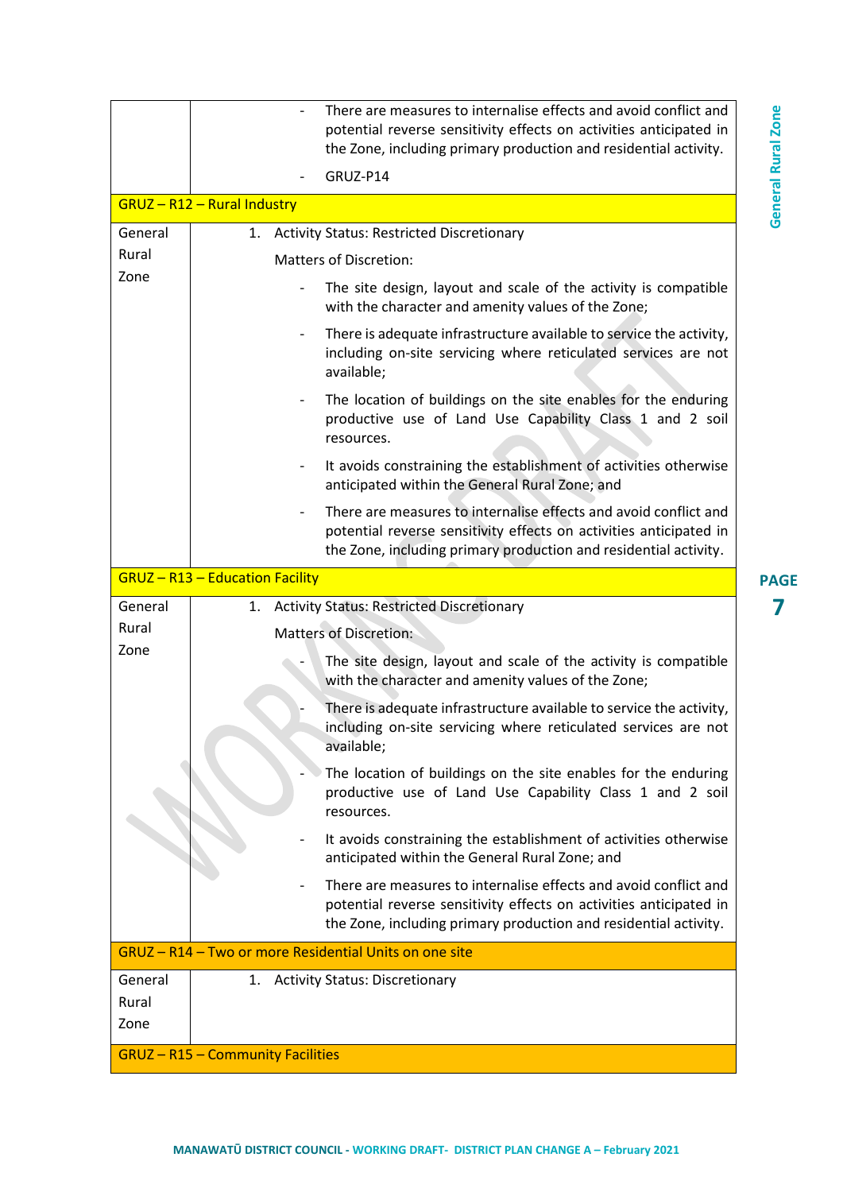| | |
|---|---|
| | - There are measures to internalise effects and avoid conflict and potential reverse sensitivity effects on activities anticipated in the Zone, including primary production and residential activity.<br>- GRUZ-P14 |
| **GRUZ – R12 – Rural Industry** | |
| General Rural Zone | 1. Activity Status: Restricted Discretionary<br>Matters of Discretion:<br>- The site design, layout and scale of the activity is compatible with the character and amenity values of the Zone;<br>- There is adequate infrastructure available to service the activity, including on-site servicing where reticulated services are not available;<br>- The location of buildings on the site enables for the enduring productive use of Land Use Capability Class 1 and 2 soil resources.<br>- It avoids constraining the establishment of activities otherwise anticipated within the General Rural Zone; and<br>- There are measures to internalise effects and avoid conflict and potential reverse sensitivity effects on activities anticipated in the Zone, including primary production and residential activity. |
| **GRUZ – R13 – Education Facility** | |
| General Rural Zone | 1. Activity Status: Restricted Discretionary<br>Matters of Discretion:<br>- The site design, layout and scale of the activity is compatible with the character and amenity values of the Zone;<br>- There is adequate infrastructure available to service the activity, including on-site servicing where reticulated services are not available;<br>- The location of buildings on the site enables for the enduring productive use of Land Use Capability Class 1 and 2 soil resources.<br>- It avoids constraining the establishment of activities otherwise anticipated within the General Rural Zone; and<br>- There are measures to internalise effects and avoid conflict and potential reverse sensitivity effects on activities anticipated in the Zone, including primary production and residential activity. |
| **GRUZ – R14 – Two or more Residential Units on one site** | |
| General Rural Zone | 1. Activity Status: Discretionary |
| **GRUZ – R15 – Community Facilities** | |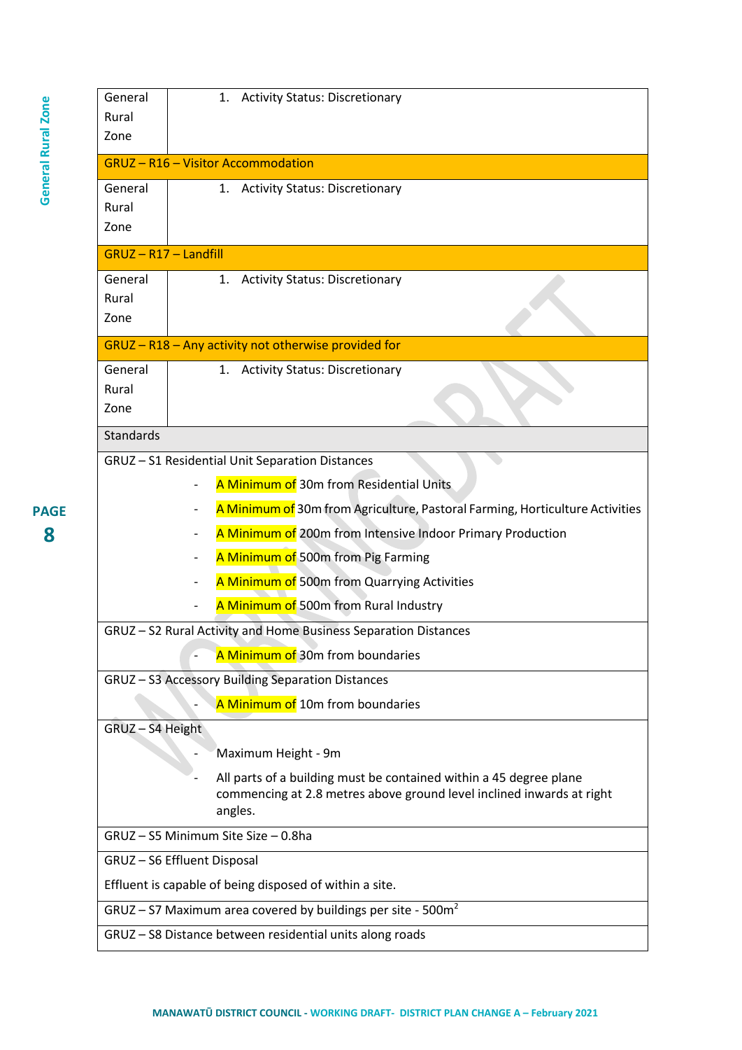| | |
|---|---|
| General Rural Zone | 1. Activity Status: Discretionary |
| **GRUZ – R16 – Visitor Accommodation** | |
| General Rural Zone | 1. Activity Status: Discretionary |
| **GRUZ – R17 – Landfill** | |
| General Rural Zone | 1. Activity Status: Discretionary |
| **GRUZ – R18 – Any activity not otherwise provided for** | |
| General Rural Zone | 1. Activity Status: Discretionary |
| Standards | |
| GRUZ – S1 Residential Unit Separation Distances<br>- A Minimum of 30m from Residential Units<br>- A Minimum of 30m from Agriculture, Pastoral Farming, Horticulture Activities<br>- A Minimum of 200m from Intensive Indoor Primary Production<br>- A Minimum of 500m from Pig Farming<br>- A Minimum of 500m from Quarrying Activities<br>- A Minimum of 500m from Rural Industry | |
| GRUZ – S2 Rural Activity and Home Business Separation Distances<br>- A Minimum of 30m from boundaries | |
| GRUZ – S3 Accessory Building Separation Distances<br>- A Minimum of 10m from boundaries | |
| GRUZ – S4 Height<br>- Maximum Height - 9m<br>- All parts of a building must be contained within a 45 degree plane commencing at 2.8 metres above ground level inclined inwards at right angles. | |
| GRUZ – S5 Minimum Site Size – 0.8ha | |
| GRUZ – S6 Effluent Disposal<br>Effluent is capable of being disposed of within a site. | |
| GRUZ – S7 Maximum area covered by buildings per site - 500m$^2$ | |
| GRUZ – S8 Distance between residential units along roads | |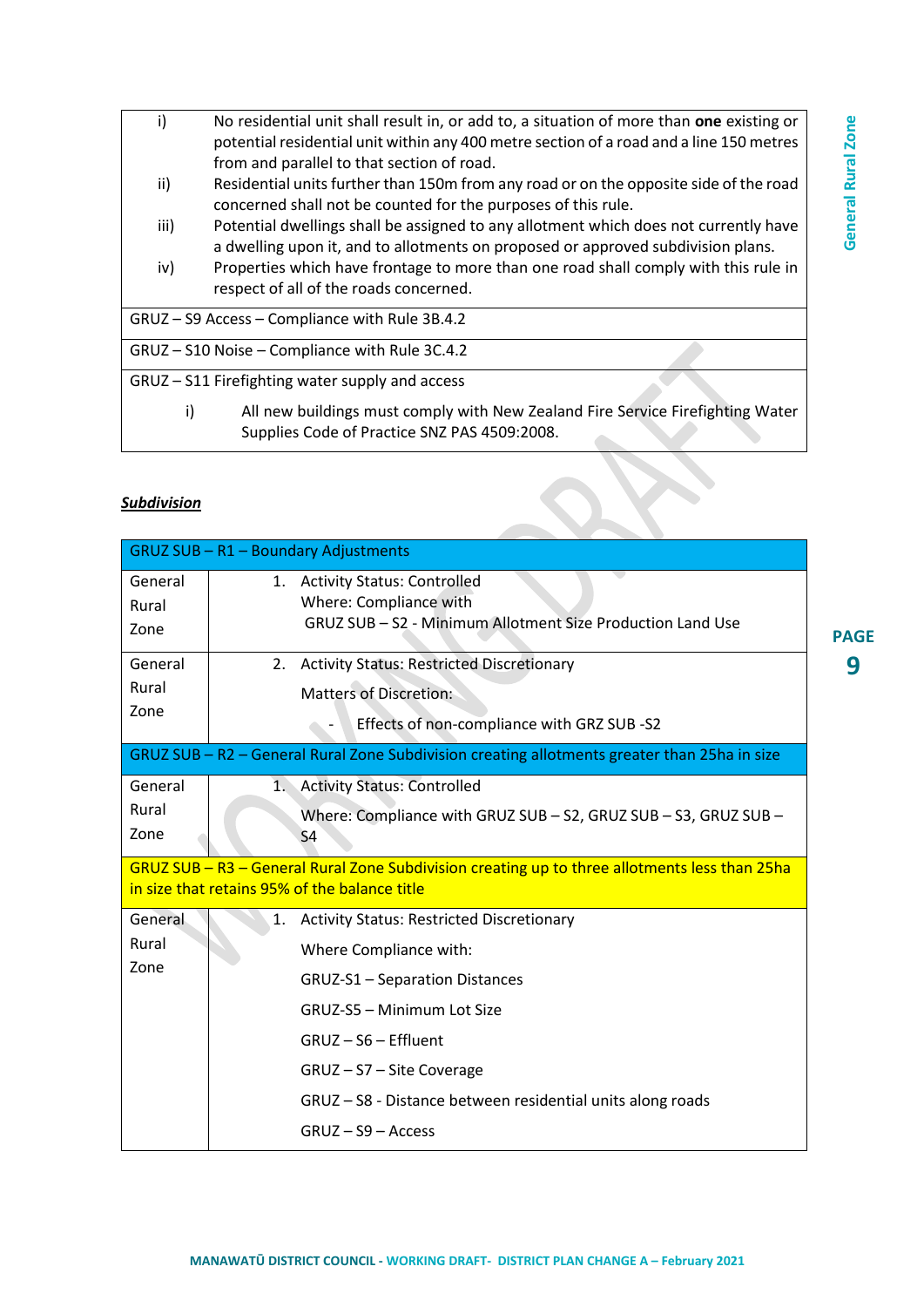| | |
|---|---|
| i) | No residential unit shall result in, or add to, a situation of more than **one** existing or potential residential unit within any 400 metre section of a road and a line 150 metres from and parallel to that section of road. |
| ii) | Residential units further than 150m from any road or on the opposite side of the road concerned shall not be counted for the purposes of this rule. |
| iii) | Potential dwellings shall be assigned to any allotment which does not currently have a dwelling upon it, and to allotments on proposed or approved subdivision plans. |
| iv) | Properties which have frontage to more than one road shall comply with this rule in respect of all of the roads concerned. |

| GRUZ – S9 Access – Compliance with Rule 3B.4.2 |
|---|
| GRUZ – S10 Noise – Compliance with Rule 3C.4.2 |
| GRUZ – S11 Firefighting water supply and access<br>i) All new buildings must comply with New Zealand Fire Service Firefighting Water Supplies Code of Practice SNZ PAS 4509:2008. |

***Subdivision***

| GRUZ SUB – R1 – Boundary Adjustments | |
|---|---|
| General Rural Zone | 1. Activity Status: Controlled<br>Where: Compliance with<br>GRUZ SUB – S2 - Minimum Allotment Size Production Land Use |
| General Rural Zone | 2. Activity Status: Restricted Discretionary<br>Matters of Discretion:<br>- Effects of non-compliance with GRZ SUB -S2 |
| **GRUZ SUB – R2 – General Rural Zone Subdivision creating allotments greater than 25ha in size** | |
| General Rural Zone | 1. Activity Status: Controlled<br>Where: Compliance with GRUZ SUB – S2, GRUZ SUB – S3, GRUZ SUB – S4 |
| **GRUZ SUB – R3 – General Rural Zone Subdivision creating up to three allotments less than 25ha in size that retains 95% of the balance title** | |
| General Rural Zone | 1. Activity Status: Restricted Discretionary<br>Where Compliance with:<br>GRUZ-S1 – Separation Distances<br>GRUZ-S5 – Minimum Lot Size<br>GRUZ – S6 – Effluent<br>GRUZ – S7 – Site Coverage<br>GRUZ – S8 - Distance between residential units along roads<br>GRUZ – S9 – Access |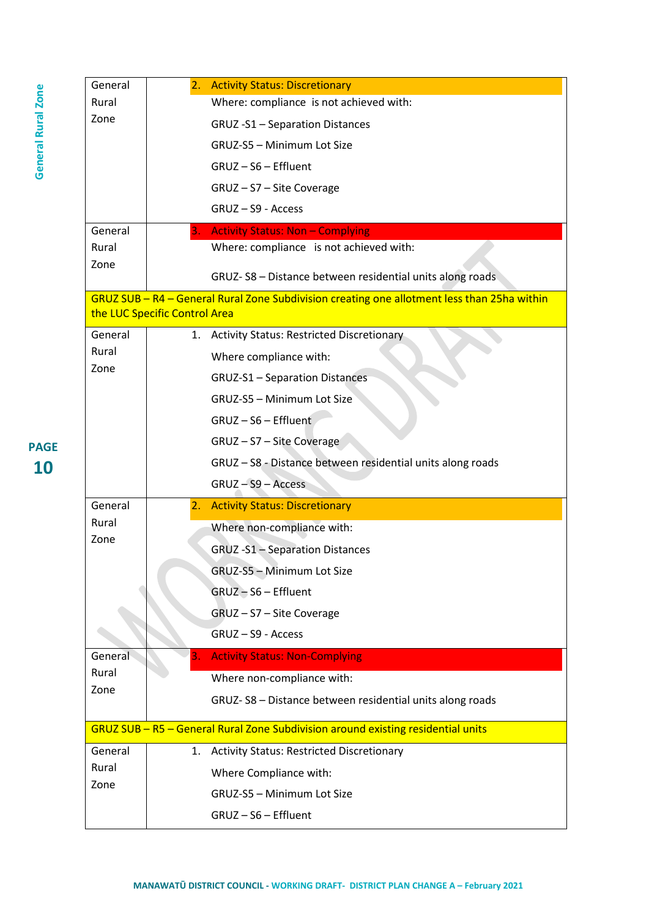| | | |
|---|---|---|
| General Rural Zone | | 2. Activity Status: Discretionary<br>Where: compliance is not achieved with:<br>GRUZ -S1 – Separation Distances<br>GRUZ-S5 – Minimum Lot Size<br>GRUZ – S6 – Effluent<br>GRUZ – S7 – Site Coverage<br>GRUZ – S9 - Access |
| General Rural Zone | | 3. Activity Status: Non – Complying<br>Where: compliance is not achieved with:<br>GRUZ- S8 – Distance between residential units along roads |
| **GRUZ SUB – R4 – General Rural Zone Subdivision creating one allotment less than 25ha within the LUC Specific Control Area** | | |
| General Rural Zone | | 1. Activity Status: Restricted Discretionary<br>Where compliance with:<br>GRUZ-S1 – Separation Distances<br>GRUZ-S5 – Minimum Lot Size<br>GRUZ – S6 – Effluent<br>GRUZ – S7 – Site Coverage<br>GRUZ – S8 - Distance between residential units along roads<br>GRUZ – S9 – Access |
| General Rural Zone | | 2. Activity Status: Discretionary<br>Where non-compliance with:<br>GRUZ -S1 – Separation Distances<br>GRUZ-S5 – Minimum Lot Size<br>GRUZ – S6 – Effluent<br>GRUZ – S7 – Site Coverage<br>GRUZ – S9 - Access |
| General Rural Zone | | 3. Activity Status: Non-Complying<br>Where non-compliance with:<br>GRUZ- S8 – Distance between residential units along roads |
| **GRUZ SUB – R5 – General Rural Zone Subdivision around existing residential units** | | |
| General Rural Zone | | 1. Activity Status: Restricted Discretionary<br>Where Compliance with:<br>GRUZ-S5 – Minimum Lot Size<br>GRUZ – S6 – Effluent |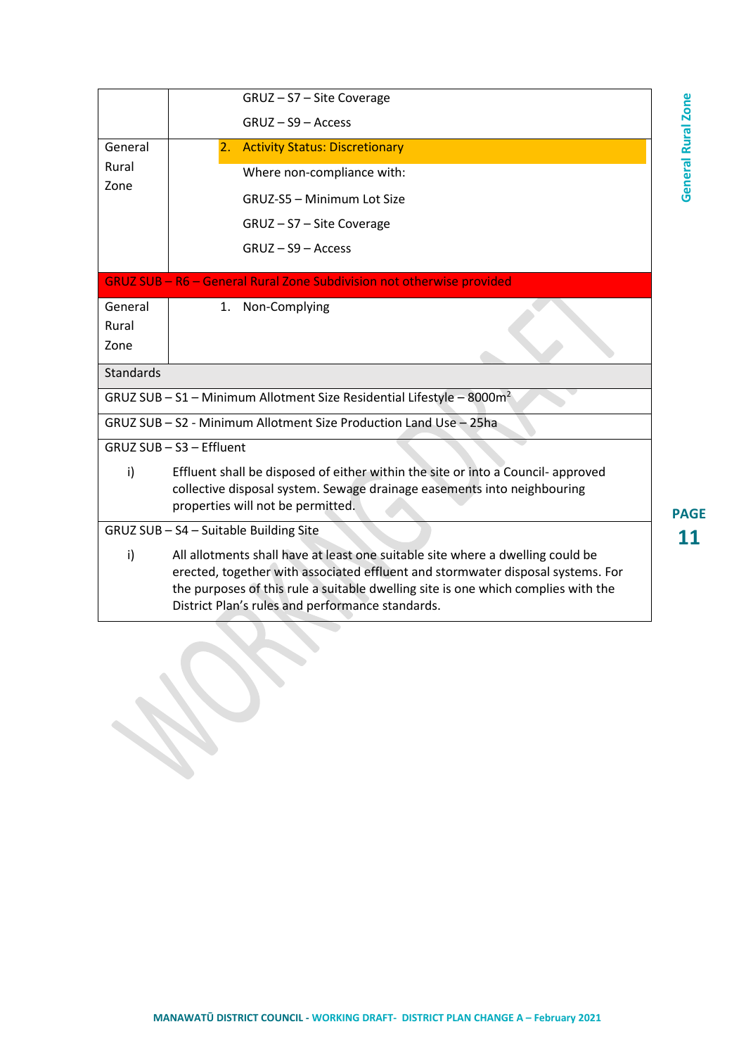| | |
|---|---|
| | GRUZ – S7 – Site Coverage<br>GRUZ – S9 – Access |
| General Rural Zone | 2. Activity Status: Discretionary<br>Where non-compliance with:<br>GRUZ-S5 – Minimum Lot Size<br>GRUZ – S7 – Site Coverage<br>GRUZ – S9 – Access |
| **GRUZ SUB – R6 – General Rural Zone Subdivision not otherwise provided** | |
| General Rural Zone | 1. Non-Complying |
| Standards | |
| GRUZ SUB – S1 – Minimum Allotment Size Residential Lifestyle – 8000m² | |
| GRUZ SUB – S2 - Minimum Allotment Size Production Land Use – 25ha | |
| GRUZ SUB – S3 – Effluent<br>i) Effluent shall be disposed of either within the site or into a Council- approved collective disposal system. Sewage drainage easements into neighbouring properties will not be permitted. | |
| GRUZ SUB – S4 – Suitable Building Site<br>i) All allotments shall have at least one suitable site where a dwelling could be erected, together with associated effluent and stormwater disposal systems. For the purposes of this rule a suitable dwelling site is one which complies with the District Plan's rules and performance standards. | |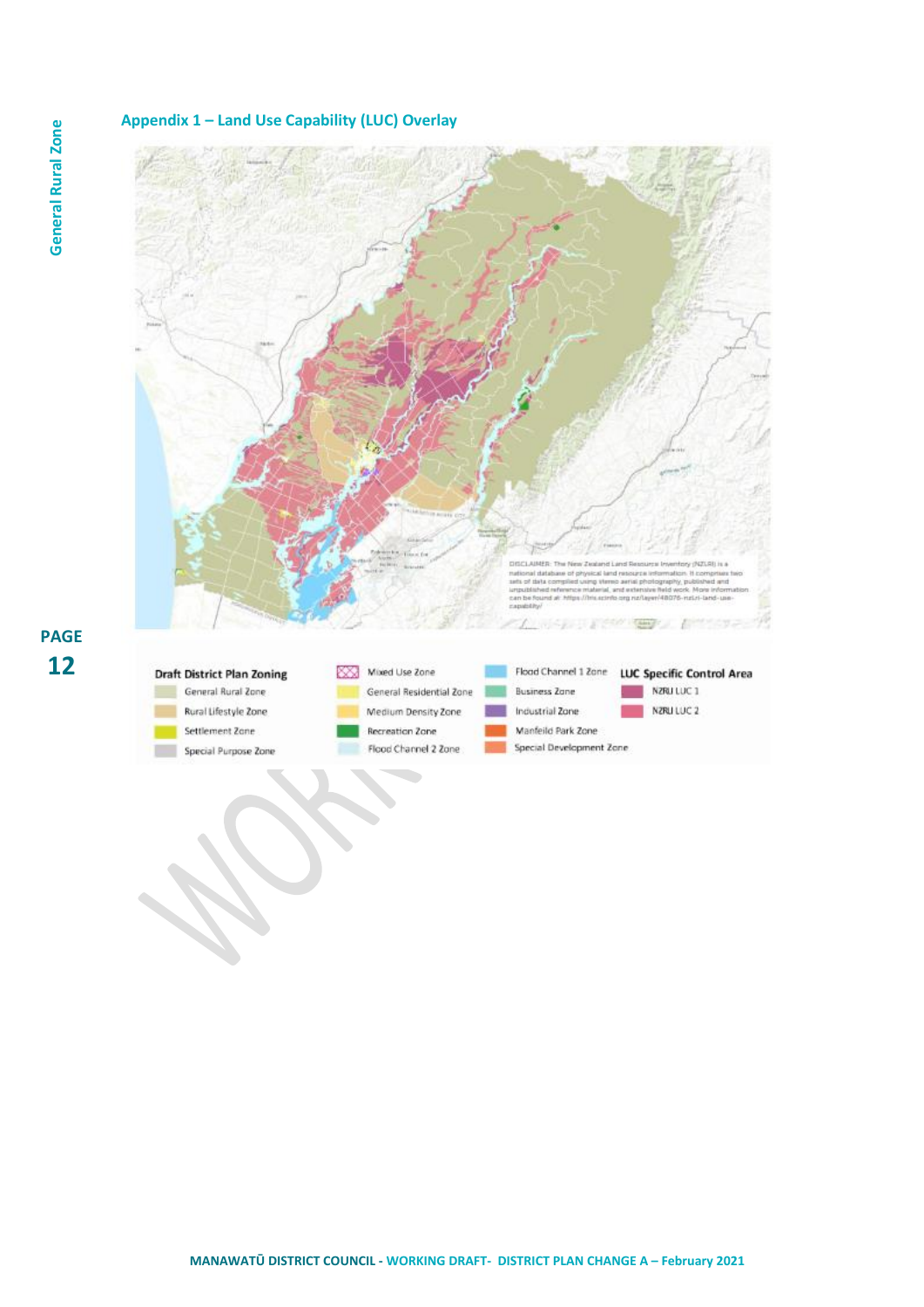## Appendix 1 – Land Use Capability (LUC) Overlay

DISCLAIMER: The New Zealand Land Resource Inventory (NZLRI) is a national database of physical land resource information. It comprises two sets of data compiled using stereo aerial photography, published and unpublished reference material, and extensive field work. More information can be found at: https://lris.scinfo.org.nz/layer/48076-nzlri-land-use-capability/

Draft District Plan Zoning

General Rural Zone

Rural Lifestyle Zone

Settlement Zone

Special Purpose Zone

Mixed Use Zone

General Residential Zone

Medium Density Zone

Recreation Zone

Flood Channel 2 Zone

Flood Channel 1 Zone

Business Zone

Industrial Zone

Manfeild Park Zone

Special Development Zone

LUC Specific Control Area

NZRLI LUC 1

NZRLI LUC 2